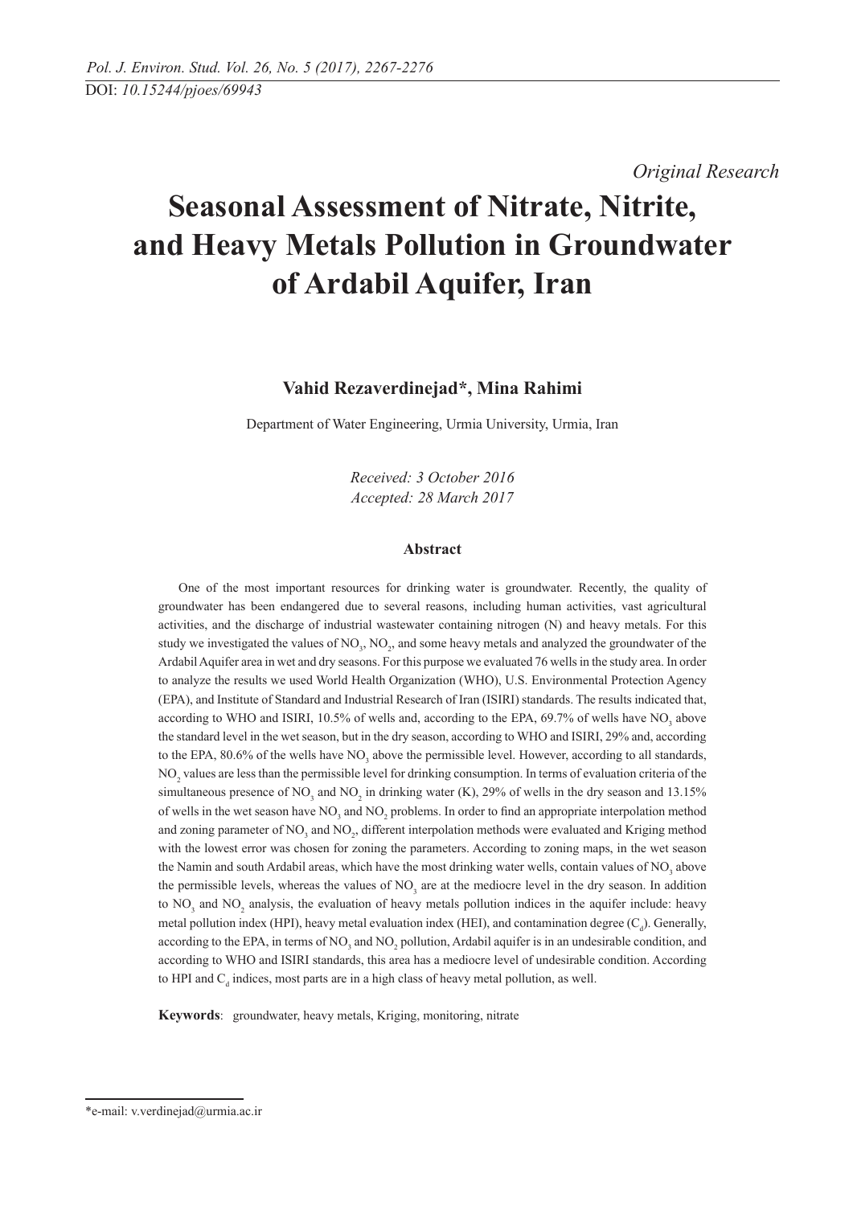DOI: *10.15244/pjoes/69943*

*Original Research*

# Seasonal Assessment of Nitrate, Nitrite, and Heavy Metals Pollution in Groundwater of Ardabil Aquifer, Iran

**Vahid Rezaverdinejad\*, Mina Rahimi**

Department of Water Engineering, Urmia University, Urmia, Iran

*Received: 3 October 2016*
*Accepted: 28 March 2017*

### Abstract

One of the most important resources for drinking water is groundwater. Recently, the quality of groundwater has been endangered due to several reasons, including human activities, vast agricultural activities, and the discharge of industrial wastewater containing nitrogen (N) and heavy metals. For this study we investigated the values of $NO_3$, $NO_2$, and some heavy metals and analyzed the groundwater of the Ardabil Aquifer area in wet and dry seasons. For this purpose we evaluated 76 wells in the study area. In order to analyze the results we used World Health Organization (WHO), U.S. Environmental Protection Agency (EPA), and Institute of Standard and Industrial Research of Iran (ISIRI) standards. The results indicated that, according to WHO and ISIRI, 10.5% of wells and, according to the EPA, 69.7% of wells have $NO_3$ above the standard level in the wet season, but in the dry season, according to WHO and ISIRI, 29% and, according to the EPA, 80.6% of the wells have $NO_3$ above the permissible level. However, according to all standards, $NO_2$ values are less than the permissible level for drinking consumption. In terms of evaluation criteria of the simultaneous presence of $NO_3$ and $NO_2$ in drinking water (K), 29% of wells in the dry season and 13.15% of wells in the wet season have $NO_3$ and $NO_2$ problems. In order to find an appropriate interpolation method and zoning parameter of $NO_3$ and $NO_2$, different interpolation methods were evaluated and Kriging method with the lowest error was chosen for zoning the parameters. According to zoning maps, in the wet season the Namin and south Ardabil areas, which have the most drinking water wells, contain values of $NO_3$ above the permissible levels, whereas the values of $NO_3$ are at the mediocre level in the dry season. In addition to $NO_3$ and $NO_2$ analysis, the evaluation of heavy metals pollution indices in the aquifer include: heavy metal pollution index (HPI), heavy metal evaluation index (HEI), and contamination degree ($C_d$). Generally, according to the EPA, in terms of $NO_3$ and $NO_2$ pollution, Ardabil aquifer is in an undesirable condition, and according to WHO and ISIRI standards, this area has a mediocre level of undesirable condition. According to HPI and $C_d$ indices, most parts are in a high class of heavy metal pollution, as well.

**Keywords**: groundwater, heavy metals, Kriging, monitoring, nitrate

---

\*e-mail: v.verdinejad@urmia.ac.ir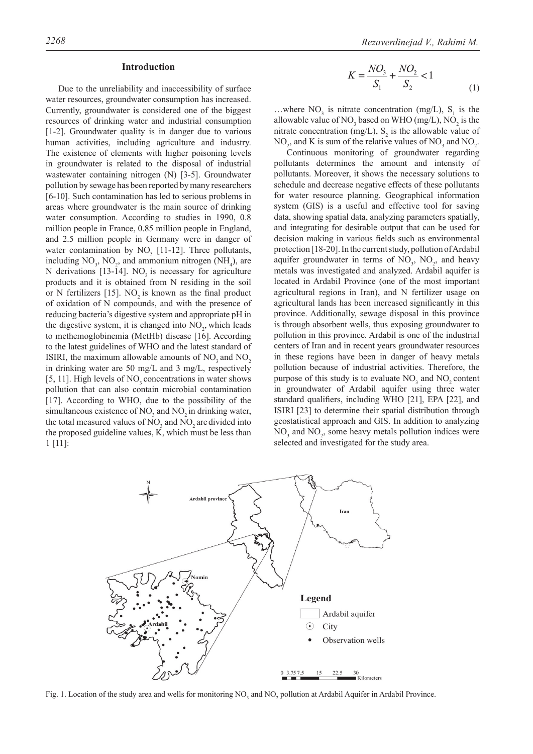## Introduction

Due to the unreliability and inaccessibility of surface water resources, groundwater consumption has increased. Currently, groundwater is considered one of the biggest resources of drinking water and industrial consumption [1-2]. Groundwater quality is in danger due to various human activities, including agriculture and industry. The existence of elements with higher poisoning levels in groundwater is related to the disposal of industrial wastewater containing nitrogen (N) [3-5]. Groundwater pollution by sewage has been reported by many researchers [6-10]. Such contamination has led to serious problems in areas where groundwater is the main source of drinking water consumption. According to studies in 1990, 0.8 million people in France, 0.85 million people in England, and 2.5 million people in Germany were in danger of water contamination by $NO_3$ [11-12]. Three pollutants, including $NO_3$, $NO_2$, and ammonium nitrogen ($NH_4$), are N derivations [13-14]. $NO_3$ is necessary for agriculture products and it is obtained from N residing in the soil or N fertilizers [15]. $NO_2$ is known as the final product of oxidation of N compounds, and with the presence of reducing bacteria's digestive system and appropriate pH in the digestive system, it is changed into $NO_2$, which leads to methemoglobinemia (MetHb) disease [16]. According to the latest guidelines of WHO and the latest standard of ISIRI, the maximum allowable amounts of $NO_3$ and $NO_2$ in drinking water are 50 mg/L and 3 mg/L, respectively [5, 11]. High levels of $NO_3$ concentrations in water shows pollution that can also contain microbial contamination [17]. According to WHO, due to the possibility of the simultaneous existence of $NO_3$ and $NO_2$ in drinking water, the total measured values of $NO_3$ and $NO_2$ are divided into the proposed guideline values, K, which must be less than 1 [11]:

$$K = \frac{NO_3}{S_1} + \frac{NO_2}{S_2} < 1 \tag{1}$$

…where $NO_3$ is nitrate concentration (mg/L), $S_1$ is the allowable value of $NO_3$ based on WHO (mg/L), $NO_2$ is the nitrate concentration (mg/L), $S_2$ is the allowable value of $NO_2$, and K is sum of the relative values of $NO_3$ and $NO_2$.

Continuous monitoring of groundwater regarding pollutants determines the amount and intensity of pollutants. Moreover, it shows the necessary solutions to schedule and decrease negative effects of these pollutants for water resource planning. Geographical information system (GIS) is a useful and effective tool for saving data, showing spatial data, analyzing parameters spatially, and integrating for desirable output that can be used for decision making in various fields such as environmental protection [18-20]. In the current study, pollution of Ardabil aquifer groundwater in terms of $NO_3$, $NO_2$, and heavy metals was investigated and analyzed. Ardabil aquifer is located in Ardabil Province (one of the most important agricultural regions in Iran), and N fertilizer usage on agricultural lands has been increased significantly in this province. Additionally, sewage disposal in this province is through absorbent wells, thus exposing groundwater to pollution in this province. Ardabil is one of the industrial centers of Iran and in recent years groundwater resources in these regions have been in danger of heavy metals pollution because of industrial activities. Therefore, the purpose of this study is to evaluate $NO_3$ and $NO_2$ content in groundwater of Ardabil aquifer using three water standard qualifiers, including WHO [21], EPA [22], and ISIRI [23] to determine their spatial distribution through geostatistical approach and GIS. In addition to analyzing $NO_3$ and $NO_2$, some heavy metals pollution indices were selected and investigated for the study area.

Fig. 1. Location of the study area and wells for monitoring $NO_3$ and $NO_2$ pollution at Ardabil Aquifer in Ardabil Province.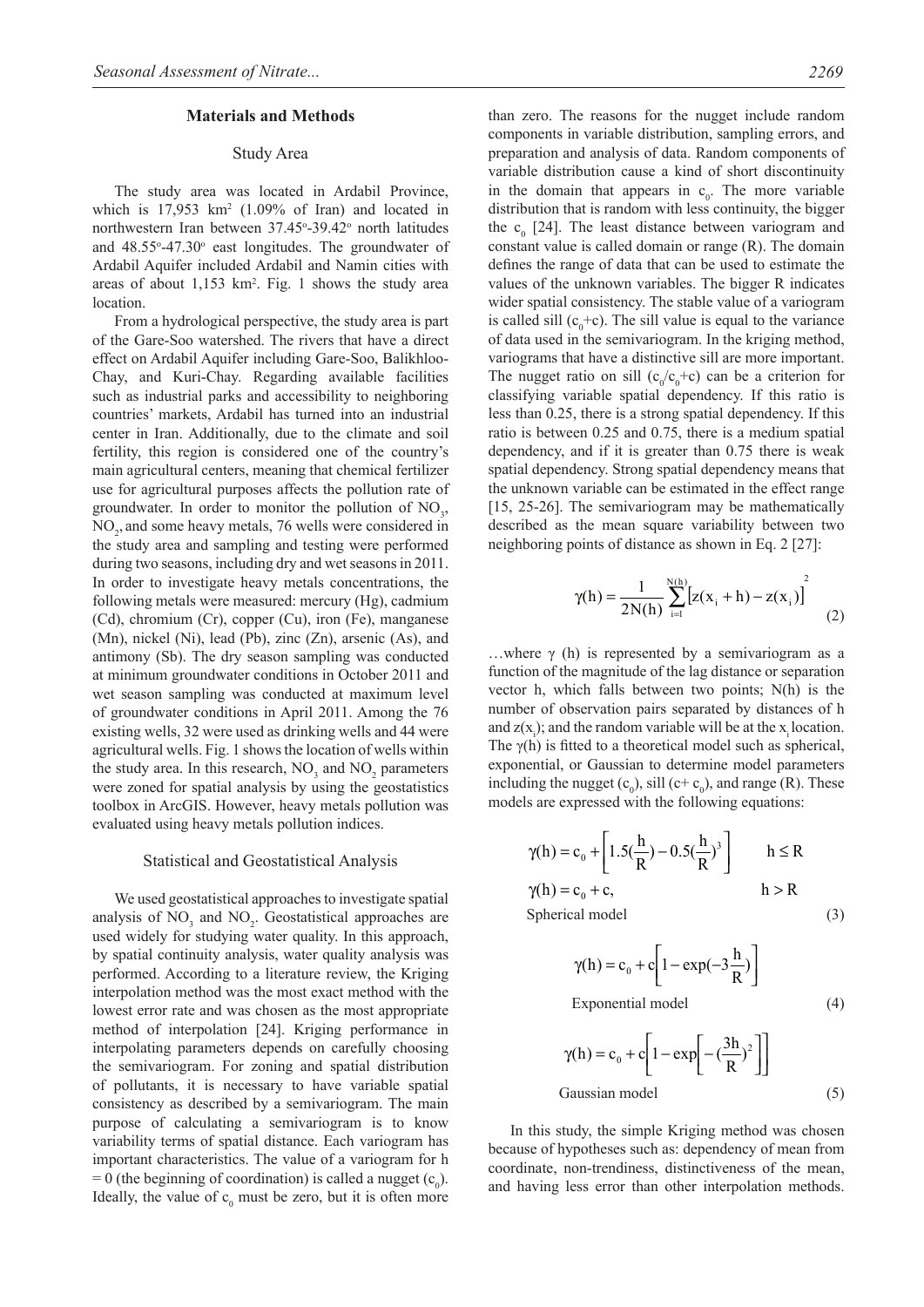## Materials and Methods

### Study Area

The study area was located in Ardabil Province, which is 17,953 km$^2$ (1.09% of Iran) and located in northwestern Iran between 37.45°-39.42° north latitudes and 48.55°-47.30° east longitudes. The groundwater of Ardabil Aquifer included Ardabil and Namin cities with areas of about 1,153 km$^2$. Fig. 1 shows the study area location.

From a hydrological perspective, the study area is part of the Gare-Soo watershed. The rivers that have a direct effect on Ardabil Aquifer including Gare-Soo, Balikhloo-Chay, and Kuri-Chay. Regarding available facilities such as industrial parks and accessibility to neighboring countries' markets, Ardabil has turned into an industrial center in Iran. Additionally, due to the climate and soil fertility, this region is considered one of the country's main agricultural centers, meaning that chemical fertilizer use for agricultural purposes affects the pollution rate of groundwater. In order to monitor the pollution of $NO_3$, $NO_2$, and some heavy metals, 76 wells were considered in the study area and sampling and testing were performed during two seasons, including dry and wet seasons in 2011. In order to investigate heavy metals concentrations, the following metals were measured: mercury (Hg), cadmium (Cd), chromium (Cr), copper (Cu), iron (Fe), manganese (Mn), nickel (Ni), lead (Pb), zinc (Zn), arsenic (As), and antimony (Sb). The dry season sampling was conducted at minimum groundwater conditions in October 2011 and wet season sampling was conducted at maximum level of groundwater conditions in April 2011. Among the 76 existing wells, 32 were used as drinking wells and 44 were agricultural wells. Fig. 1 shows the location of wells within the study area. In this research, $NO_3$ and $NO_2$ parameters were zoned for spatial analysis by using the geostatistics toolbox in ArcGIS. However, heavy metals pollution was evaluated using heavy metals pollution indices.

### Statistical and Geostatistical Analysis

We used geostatistical approaches to investigate spatial analysis of $NO_3$ and $NO_2$. Geostatistical approaches are used widely for studying water quality. In this approach, by spatial continuity analysis, water quality analysis was performed. According to a literature review, the Kriging interpolation method was the most exact method with the lowest error rate and was chosen as the most appropriate method of interpolation [24]. Kriging performance in interpolating parameters depends on carefully choosing the semivariogram. For zoning and spatial distribution of pollutants, it is necessary to have variable spatial consistency as described by a semivariogram. The main purpose of calculating a semivariogram is to know variability terms of spatial distance. Each variogram has important characteristics. The value of a variogram for h = 0 (the beginning of coordination) is called a nugget ($c_0$). Ideally, the value of $c_0$ must be zero, but it is often more than zero. The reasons for the nugget include random components in variable distribution, sampling errors, and preparation and analysis of data. Random components of variable distribution cause a kind of short discontinuity in the domain that appears in $c_0$. The more variable distribution that is random with less continuity, the bigger the $c_0$ [24]. The least distance between variogram and constant value is called domain or range (R). The domain defines the range of data that can be used to estimate the values of the unknown variables. The bigger R indicates wider spatial consistency. The stable value of a variogram is called sill ($c_0$+c). The sill value is equal to the variance of data used in the semivariogram. In the kriging method, variograms that have a distinctive sill are more important. The nugget ratio on sill ($c_0/c_0+c$) can be a criterion for classifying variable spatial dependency. If this ratio is less than 0.25, there is a strong spatial dependency. If this ratio is between 0.25 and 0.75, there is a medium spatial dependency, and if it is greater than 0.75 there is weak spatial dependency. Strong spatial dependency means that the unknown variable can be estimated in the effect range [15, 25-26]. The semivariogram may be mathematically described as the mean square variability between two neighboring points of distance as shown in Eq. 2 [27]:

$$\gamma(h) = \frac{1}{2N(h)} \sum_{i=1}^{N(h)} \left[ z(x_i + h) - z(x_i) \right]^2 \tag{2}$$

…where γ (h) is represented by a semivariogram as a function of the magnitude of the lag distance or separation vector h, which falls between two points; N(h) is the number of observation pairs separated by distances of h and $z(x_i)$; and the random variable will be at the $x_i$ location. The γ(h) is fitted to a theoretical model such as spherical, exponential, or Gaussian to determine model parameters including the nugget ($c_0$), sill (c+ $c_0$), and range (R). These models are expressed with the following equations:

$$\gamma(h) = c_0 + \left[ 1.5\left(\frac{h}{R}\right) - 0.5\left(\frac{h}{R}\right)^3 \right] \qquad h \le R$$

$$\gamma(h) = c_0 + c, \qquad h > R$$

Spherical model (3)

$$\gamma(h) = c_0 + c\left[ 1 - \exp\left(-3\frac{h}{R}\right) \right]$$

Exponential model (4)

$$\gamma(h) = c_0 + c\left[ 1 - \exp\left[ -\left(\frac{3h}{R}\right)^2 \right] \right]$$

Gaussian model (5)

In this study, the simple Kriging method was chosen because of hypotheses such as: dependency of mean from coordinate, non-trendiness, distinctiveness of the mean, and having less error than other interpolation methods.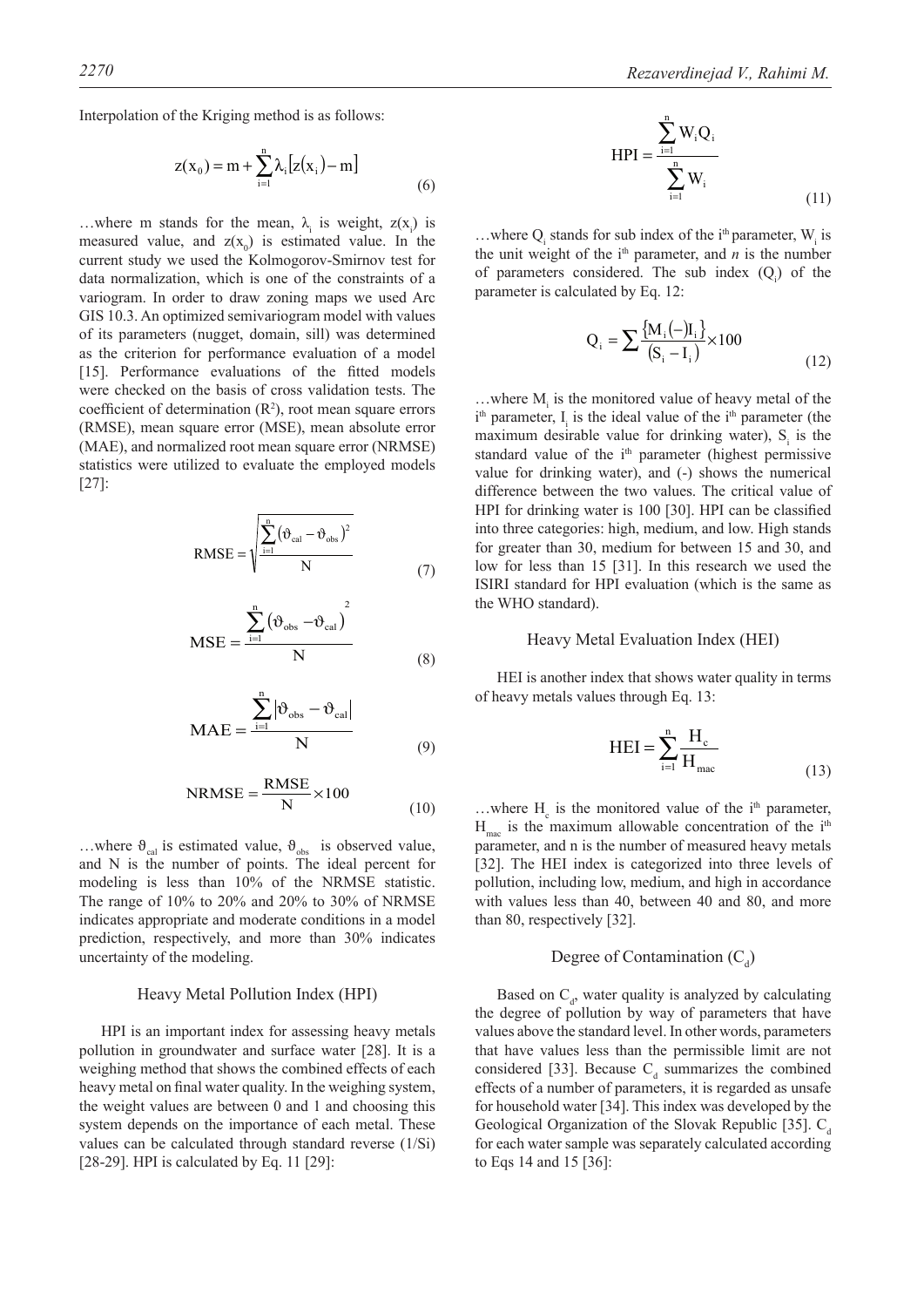Interpolation of the Kriging method is as follows:

$$z(x_0) = m + \sum_{i=1}^{n} \lambda_i \left[ z(x_i) - m \right] \tag{6}$$

…where m stands for the mean, $\lambda_i$ is weight, $z(x_i)$ is measured value, and $z(x_0)$ is estimated value. In the current study we used the Kolmogorov-Smirnov test for data normalization, which is one of the constraints of a variogram. In order to draw zoning maps we used Arc GIS 10.3. An optimized semivariogram model with values of its parameters (nugget, domain, sill) was determined as the criterion for performance evaluation of a model [15]. Performance evaluations of the fitted models were checked on the basis of cross validation tests. The coefficient of determination ($R^2$), root mean square errors (RMSE), mean square error (MSE), mean absolute error (MAE), and normalized root mean square error (NRMSE) statistics were utilized to evaluate the employed models [27]:

$$\text{RMSE} = \sqrt{\frac{\sum_{i=1}^{n} (\vartheta_{cal} - \vartheta_{obs})^2}{N}} \tag{7}$$

$$\text{MSE} = \frac{\sum_{i=1}^{n} (\vartheta_{obs} - \vartheta_{cal})^2}{N} \tag{8}$$

$$\text{MAE} = \frac{\sum_{i=1}^{n} |\vartheta_{obs} - \vartheta_{cal}|}{N} \tag{9}$$

$$\text{NRMSE} = \frac{\text{RMSE}}{N} \times 100 \tag{10}$$

…where $\vartheta_{cal}$ is estimated value, $\vartheta_{obs}$ is observed value, and N is the number of points. The ideal percent for modeling is less than 10% of the NRMSE statistic. The range of 10% to 20% and 20% to 30% of NRMSE indicates appropriate and moderate conditions in a model prediction, respectively, and more than 30% indicates uncertainty of the modeling.

## Heavy Metal Pollution Index (HPI)

HPI is an important index for assessing heavy metals pollution in groundwater and surface water [28]. It is a weighing method that shows the combined effects of each heavy metal on final water quality. In the weighing system, the weight values are between 0 and 1 and choosing this system depends on the importance of each metal. These values can be calculated through standard reverse (1/Si) [28-29]. HPI is calculated by Eq. 11 [29]:

$$\text{HPI} = \frac{\sum_{i=1}^{n} W_i Q_i}{\sum_{i=1}^{n} W_i} \tag{11}$$

…where $Q_i$ stands for sub index of the i[th] parameter, $W_i$ is the unit weight of the i[th] parameter, and *n* is the number of parameters considered. The sub index ($Q_i$) of the parameter is calculated by Eq. 12:

$$Q_i = \sum \frac{\{M_i (-) I_i\}}{(S_i - I_i)} \times 100 \tag{12}$$

…where $M_i$ is the monitored value of heavy metal of the i[th] parameter, $I_i$ is the ideal value of the i[th] parameter (the maximum desirable value for drinking water), $S_i$ is the standard value of the i[th] parameter (highest permissive value for drinking water), and (-) shows the numerical difference between the two values. The critical value of HPI for drinking water is 100 [30]. HPI can be classified into three categories: high, medium, and low. High stands for greater than 30, medium for between 15 and 30, and low for less than 15 [31]. In this research we used the ISIRI standard for HPI evaluation (which is the same as the WHO standard).

## Heavy Metal Evaluation Index (HEI)

HEI is another index that shows water quality in terms of heavy metals values through Eq. 13:

$$\text{HEI} = \sum_{i=1}^{n} \frac{H_c}{H_{mac}} \tag{13}$$

…where $H_c$ is the monitored value of the i[th] parameter, $H_{mac}$ is the maximum allowable concentration of the i[th] parameter, and n is the number of measured heavy metals [32]. The HEI index is categorized into three levels of pollution, including low, medium, and high in accordance with values less than 40, between 40 and 80, and more than 80, respectively [32].

## Degree of Contamination ($C_d$)

Based on $C_d$, water quality is analyzed by calculating the degree of pollution by way of parameters that have values above the standard level. In other words, parameters that have values less than the permissible limit are not considered [33]. Because $C_d$ summarizes the combined effects of a number of parameters, it is regarded as unsafe for household water [34]. This index was developed by the Geological Organization of the Slovak Republic [35]. $C_d$ for each water sample was separately calculated according to Eqs 14 and 15 [36]: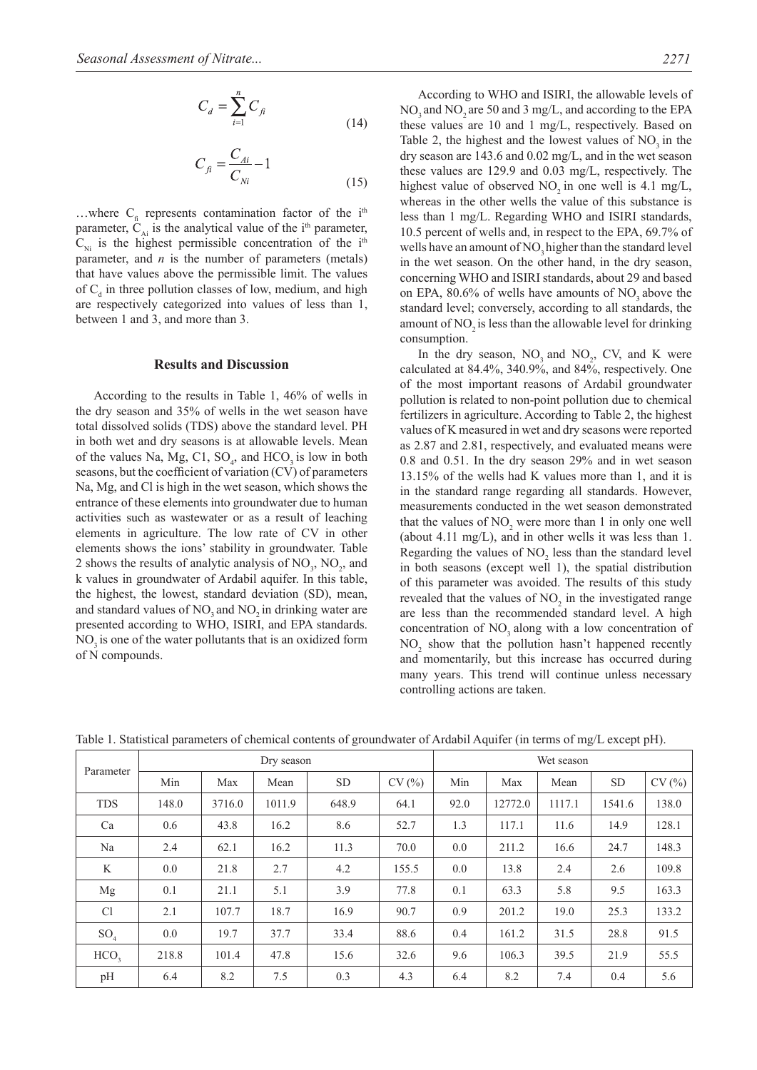$$C_d = \sum_{i=1}^{n} C_{fi} \tag{14}$$

$$C_{fi} = \frac{C_{Ai}}{C_{Ni}} - 1 \tag{15}$$

...where $C_{fi}$ represents contamination factor of the $i^{th}$ parameter, $C_{Ai}$ is the analytical value of the $i^{th}$ parameter, $C_{Ni}$ is the highest permissible concentration of the $i^{th}$ parameter, and $n$ is the number of parameters (metals) that have values above the permissible limit. The values of $C_d$ in three pollution classes of low, medium, and high are respectively categorized into values of less than 1, between 1 and 3, and more than 3.

## Results and Discussion

According to the results in Table 1, 46% of wells in the dry season and 35% of wells in the wet season have total dissolved solids (TDS) above the standard level. PH in both wet and dry seasons is at allowable levels. Mean of the values Na, Mg, C1, $SO_4$, and $HCO_3$ is low in both seasons, but the coefficient of variation (CV) of parameters Na, Mg, and Cl is high in the wet season, which shows the entrance of these elements into groundwater due to human activities such as wastewater or as a result of leaching elements in agriculture. The low rate of CV in other elements shows the ions' stability in groundwater. Table 2 shows the results of analytic analysis of $NO_3$, $NO_2$, and k values in groundwater of Ardabil aquifer. In this table, the highest, the lowest, standard deviation (SD), mean, and standard values of $NO_3$ and $NO_2$ in drinking water are presented according to WHO, ISIRI, and EPA standards. $NO_3$ is one of the water pollutants that is an oxidized form of N compounds.

According to WHO and ISIRI, the allowable levels of $NO_3$ and $NO_2$ are 50 and 3 mg/L, and according to the EPA these values are 10 and 1 mg/L, respectively. Based on Table 2, the highest and the lowest values of $NO_3$ in the dry season are 143.6 and 0.02 mg/L, and in the wet season these values are 129.9 and 0.03 mg/L, respectively. The highest value of observed $NO_2$ in one well is 4.1 mg/L, whereas in the other wells the value of this substance is less than 1 mg/L. Regarding WHO and ISIRI standards, 10.5 percent of wells and, in respect to the EPA, 69.7% of wells have an amount of $NO_3$ higher than the standard level in the wet season. On the other hand, in the dry season, concerning WHO and ISIRI standards, about 29 and based on EPA, 80.6% of wells have amounts of $NO_3$ above the standard level; conversely, according to all standards, the amount of $NO_2$ is less than the allowable level for drinking consumption.

In the dry season, $NO_3$ and $NO_2$, CV, and K were calculated at 84.4%, 340.9%, and 84%, respectively. One of the most important reasons of Ardabil groundwater pollution is related to non-point pollution due to chemical fertilizers in agriculture. According to Table 2, the highest values of K measured in wet and dry seasons were reported as 2.87 and 2.81, respectively, and evaluated means were 0.8 and 0.51. In the dry season 29% and in wet season 13.15% of the wells had K values more than 1, and it is in the standard range regarding all standards. However, measurements conducted in the wet season demonstrated that the values of $NO_2$ were more than 1 in only one well (about 4.11 mg/L), and in other wells it was less than 1. Regarding the values of $NO_2$ less than the standard level in both seasons (except well 1), the spatial distribution of this parameter was avoided. The results of this study revealed that the values of $NO_2$ in the investigated range are less than the recommended standard level. A high concentration of $NO_3$ along with a low concentration of $NO_2$ show that the pollution hasn't happened recently and momentarily, but this increase has occurred during many years. This trend will continue unless necessary controlling actions are taken.

Table 1. Statistical parameters of chemical contents of groundwater of Ardabil Aquifer (in terms of mg/L except pH).

| Parameter | Dry season | | | | | Wet season | | | | |
|---|---|---|---|---|---|---|---|---|---|---|
| | Min | Max | Mean | SD | CV (%) | Min | Max | Mean | SD | CV (%) |
| TDS | 148.0 | 3716.0 | 1011.9 | 648.9 | 64.1 | 92.0 | 12772.0 | 1117.1 | 1541.6 | 138.0 |
| Ca | 0.6 | 43.8 | 16.2 | 8.6 | 52.7 | 1.3 | 117.1 | 11.6 | 14.9 | 128.1 |
| Na | 2.4 | 62.1 | 16.2 | 11.3 | 70.0 | 0.0 | 211.2 | 16.6 | 24.7 | 148.3 |
| K | 0.0 | 21.8 | 2.7 | 4.2 | 155.5 | 0.0 | 13.8 | 2.4 | 2.6 | 109.8 |
| Mg | 0.1 | 21.1 | 5.1 | 3.9 | 77.8 | 0.1 | 63.3 | 5.8 | 9.5 | 163.3 |
| Cl | 2.1 | 107.7 | 18.7 | 16.9 | 90.7 | 0.9 | 201.2 | 19.0 | 25.3 | 133.2 |
| $SO_4$ | 0.0 | 19.7 | 37.7 | 33.4 | 88.6 | 0.4 | 161.2 | 31.5 | 28.8 | 91.5 |
| $HCO_3$ | 218.8 | 101.4 | 47.8 | 15.6 | 32.6 | 9.6 | 106.3 | 39.5 | 21.9 | 55.5 |
| pH | 6.4 | 8.2 | 7.5 | 0.3 | 4.3 | 6.4 | 8.2 | 7.4 | 0.4 | 5.6 |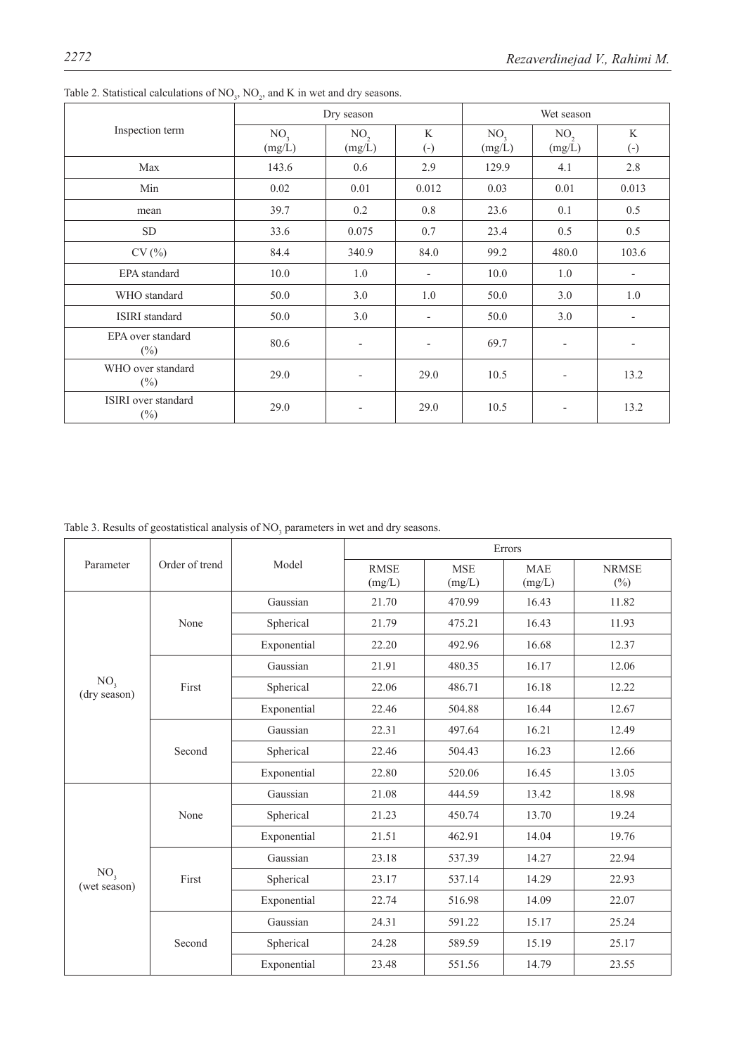Table 2. Statistical calculations of $NO_3$, $NO_2$, and K in wet and dry seasons.

| Inspection term | Dry season | | | Wet season | | |
|---|---|---|---|---|---|---|
| | $NO_3$ (mg/L) | $NO_2$ (mg/L) | K (-) | $NO_3$ (mg/L) | $NO_2$ (mg/L) | K (-) |
| Max | 143.6 | 0.6 | 2.9 | 129.9 | 4.1 | 2.8 |
| Min | 0.02 | 0.01 | 0.012 | 0.03 | 0.01 | 0.013 |
| mean | 39.7 | 0.2 | 0.8 | 23.6 | 0.1 | 0.5 |
| SD | 33.6 | 0.075 | 0.7 | 23.4 | 0.5 | 0.5 |
| CV (%) | 84.4 | 340.9 | 84.0 | 99.2 | 480.0 | 103.6 |
| EPA standard | 10.0 | 1.0 | - | 10.0 | 1.0 | - |
| WHO standard | 50.0 | 3.0 | 1.0 | 50.0 | 3.0 | 1.0 |
| ISIRI standard | 50.0 | 3.0 | - | 50.0 | 3.0 | - |
| EPA over standard (%) | 80.6 | - | - | 69.7 | - | - |
| WHO over standard (%) | 29.0 | - | 29.0 | 10.5 | - | 13.2 |
| ISIRI over standard (%) | 29.0 | - | 29.0 | 10.5 | - | 13.2 |

Table 3. Results of geostatistical analysis of $NO_3$ parameters in wet and dry seasons.

| Parameter | Order of trend | Model | Errors | | | |
|---|---|---|---|---|---|---|
| | | | RMSE (mg/L) | MSE (mg/L) | MAE (mg/L) | NRMSE (%) |
| $NO_3$ (dry season) | None | Gaussian | 21.70 | 470.99 | 16.43 | 11.82 |
| | | Spherical | 21.79 | 475.21 | 16.43 | 11.93 |
| | | Exponential | 22.20 | 492.96 | 16.68 | 12.37 |
| | First | Gaussian | 21.91 | 480.35 | 16.17 | 12.06 |
| | | Spherical | 22.06 | 486.71 | 16.18 | 12.22 |
| | | Exponential | 22.46 | 504.88 | 16.44 | 12.67 |
| | Second | Gaussian | 22.31 | 497.64 | 16.21 | 12.49 |
| | | Spherical | 22.46 | 504.43 | 16.23 | 12.66 |
| | | Exponential | 22.80 | 520.06 | 16.45 | 13.05 |
| $NO_3$ (wet season) | None | Gaussian | 21.08 | 444.59 | 13.42 | 18.98 |
| | | Spherical | 21.23 | 450.74 | 13.70 | 19.24 |
| | | Exponential | 21.51 | 462.91 | 14.04 | 19.76 |
| | First | Gaussian | 23.18 | 537.39 | 14.27 | 22.94 |
| | | Spherical | 23.17 | 537.14 | 14.29 | 22.93 |
| | | Exponential | 22.74 | 516.98 | 14.09 | 22.07 |
| | Second | Gaussian | 24.31 | 591.22 | 15.17 | 25.24 |
| | | Spherical | 24.28 | 589.59 | 15.19 | 25.17 |
| | | Exponential | 23.48 | 551.56 | 14.79 | 23.55 |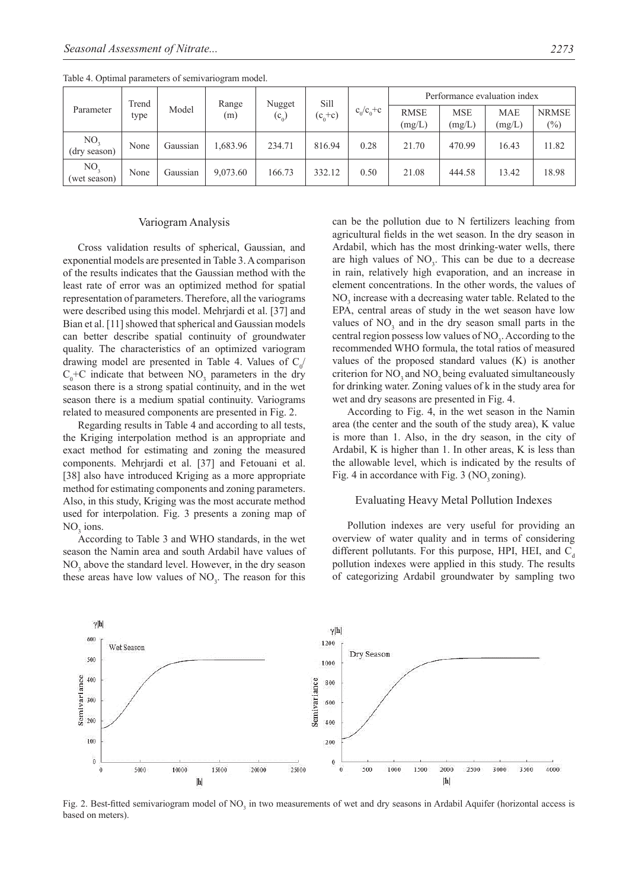Table 4. Optimal parameters of semivariogram model.

| Parameter | Trend type | Model | Range (m) | Nugget ($c_0$) | Sill ($c_0$+c) | $c_0/c_0$+c | Performance evaluation index | | | |
|---|---|---|---|---|---|---|---|---|---|---|
| | | | | | | | RMSE (mg/L) | MSE (mg/L) | MAE (mg/L) | NRMSE (%) |
| $NO_3$ (dry season) | None | Gaussian | 1,683.96 | 234.71 | 816.94 | 0.28 | 21.70 | 470.99 | 16.43 | 11.82 |
| $NO_3$ (wet season) | None | Gaussian | 9,073.60 | 166.73 | 332.12 | 0.50 | 21.08 | 444.58 | 13.42 | 18.98 |

## Variogram Analysis

Cross validation results of spherical, Gaussian, and exponential models are presented in Table 3. A comparison of the results indicates that the Gaussian method with the least rate of error was an optimized method for spatial representation of parameters. Therefore, all the variograms were described using this model. Mehrjardi et al. [37] and Bian et al. [11] showed that spherical and Gaussian models can better describe spatial continuity of groundwater quality. The characteristics of an optimized variogram drawing model are presented in Table 4. Values of $C_0/C_0$+C indicate that between $NO_3$ parameters in the dry season there is a strong spatial continuity, and in the wet season there is a medium spatial continuity. Variograms related to measured components are presented in Fig. 2.

Regarding results in Table 4 and according to all tests, the Kriging interpolation method is an appropriate and exact method for estimating and zoning the measured components. Mehrjardi et al. [37] and Fetouani et al. [38] also have introduced Kriging as a more appropriate method for estimating components and zoning parameters. Also, in this study, Kriging was the most accurate method used for interpolation. Fig. 3 presents a zoning map of $NO_3$ ions.

According to Table 3 and WHO standards, in the wet season the Namin area and south Ardabil have values of $NO_3$ above the standard level. However, in the dry season these areas have low values of $NO_3$. The reason for this can be the pollution due to N fertilizers leaching from agricultural fields in the wet season. In the dry season in Ardabil, which has the most drinking-water wells, there are high values of $NO_3$. This can be due to a decrease in rain, relatively high evaporation, and an increase in element concentrations. In the other words, the values of $NO_3$ increase with a decreasing water table. Related to the EPA, central areas of study in the wet season have low values of $NO_3$ and in the dry season small parts in the central region possess low values of $NO_3$. According to the recommended WHO formula, the total ratios of measured values of the proposed standard values (K) is another criterion for $NO_3$ and $NO_2$ being evaluated simultaneously for drinking water. Zoning values of k in the study area for wet and dry seasons are presented in Fig. 4.

According to Fig. 4, in the wet season in the Namin area (the center and the south of the study area), K value is more than 1. Also, in the dry season, in the city of Ardabil, K is higher than 1. In other areas, K is less than the allowable level, which is indicated by the results of Fig. 4 in accordance with Fig. 3 ($NO_3$ zoning).

## Evaluating Heavy Metal Pollution Indexes

Pollution indexes are very useful for providing an overview of water quality and in terms of considering different pollutants. For this purpose, HPI, HEI, and $C_d$ pollution indexes were applied in this study. The results of categorizing Ardabil groundwater by sampling two

Fig. 2. Best-fitted semivariogram model of $NO_3$ in two measurements of wet and dry seasons in Ardabil Aquifer (horizontal access is based on meters).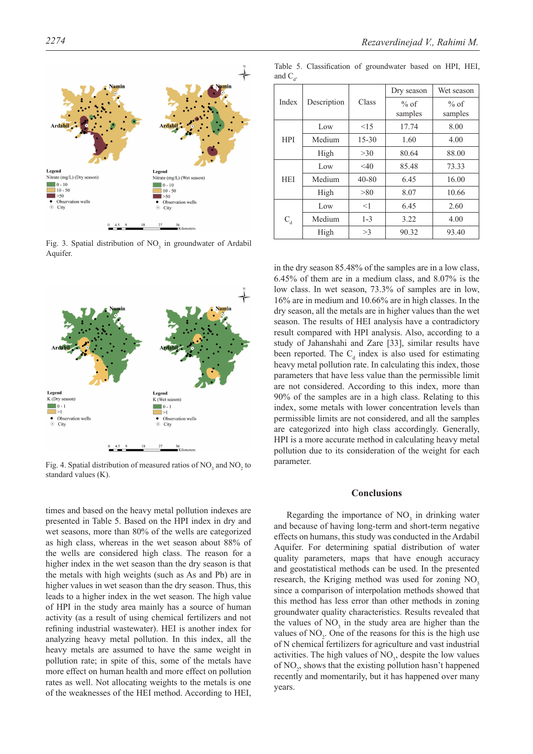Fig. 3. Spatial distribution of $NO_3$ in groundwater of Ardabil Aquifer.

Fig. 4. Spatial distribution of measured ratios of $NO_3$ and $NO_2$ to standard values (K).

times and based on the heavy metal pollution indexes are presented in Table 5. Based on the HPI index in dry and wet seasons, more than 80% of the wells are categorized as high class, whereas in the wet season about 88% of the wells are considered high class. The reason for a higher index in the wet season than the dry season is that the metals with high weights (such as As and Pb) are in higher values in wet season than the dry season. Thus, this leads to a higher index in the wet season. The high value of HPI in the study area mainly has a source of human activity (as a result of using chemical fertilizers and not refining industrial wastewater). HEI is another index for analyzing heavy metal pollution. In this index, all the heavy metals are assumed to have the same weight in pollution rate; in spite of this, some of the metals have more effect on human health and more effect on pollution rates as well. Not allocating weights to the metals is one of the weaknesses of the HEI method. According to HEI, in the dry season 85.48% of the samples are in a low class, 6.45% of them are in a medium class, and 8.07% is the low class. In wet season, 73.3% of samples are in low, 16% are in medium and 10.66% are in high classes. In the dry season, all the metals are in higher values than the wet season. The results of HEI analysis have a contradictory result compared with HPI analysis. Also, according to a study of Jahanshahi and Zare [33], similar results have been reported. The $C_d$ index is also used for estimating heavy metal pollution rate. In calculating this index, those parameters that have less value than the permissible limit are not considered. According to this index, more than 90% of the samples are in a high class. Relating to this index, some metals with lower concentration levels than permissible limits are not considered, and all the samples are categorized into high class accordingly. Generally, HPI is a more accurate method in calculating heavy metal pollution due to its consideration of the weight for each parameter.

Table 5. Classification of groundwater based on HPI, HEI, and $C_d$.

| Index | Description | Class | Dry season | Wet season |
|---|---|---|---|---|
| | | | % of samples | % of samples |
| HPI | Low | <15 | 17.74 | 8.00 |
| | Medium | 15-30 | 1.60 | 4.00 |
| | High | >30 | 80.64 | 88.00 |
| HEI | Low | <40 | 85.48 | 73.33 |
| | Medium | 40-80 | 6.45 | 16.00 |
| | High | >80 | 8.07 | 10.66 |
| $C_d$ | Low | <1 | 6.45 | 2.60 |
| | Medium | 1-3 | 3.22 | 4.00 |
| | High | >3 | 90.32 | 93.40 |

## Conclusions

Regarding the importance of $NO_3$ in drinking water and because of having long-term and short-term negative effects on humans, this study was conducted in the Ardabil Aquifer. For determining spatial distribution of water quality parameters, maps that have enough accuracy and geostatistical methods can be used. In the presented research, the Kriging method was used for zoning $NO_3$ since a comparison of interpolation methods showed that this method has less error than other methods in zoning groundwater quality characteristics. Results revealed that the values of $NO_3$ in the study area are higher than the values of $NO_2$. One of the reasons for this is the high use of N chemical fertilizers for agriculture and vast industrial activities. The high values of $NO_3$, despite the low values of $NO_2$, shows that the existing pollution hasn't happened recently and momentarily, but it has happened over many years.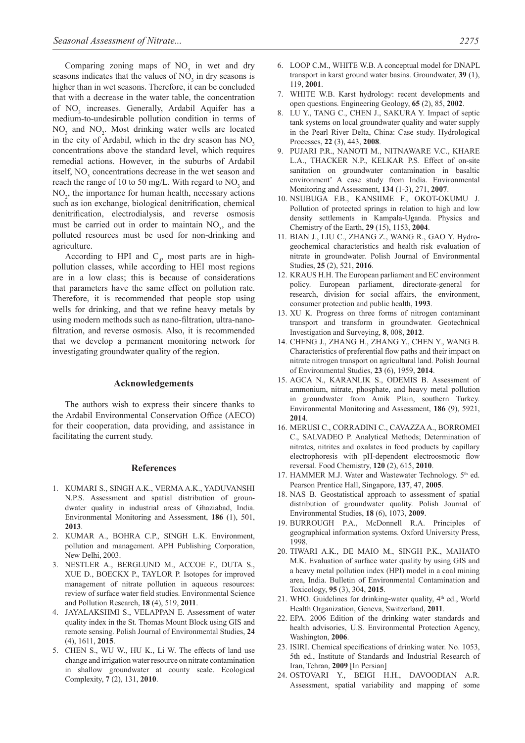Comparing zoning maps of $NO_3$ in wet and dry seasons indicates that the values of $NO_3$ in dry seasons is higher than in wet seasons. Therefore, it can be concluded that with a decrease in the water table, the concentration of $NO_3$ increases. Generally, Ardabil Aquifer has a medium-to-undesirable pollution condition in terms of $NO_3$ and $NO_2$. Most drinking water wells are located in the city of Ardabil, which in the dry season has $NO_3$ concentrations above the standard level, which requires remedial actions. However, in the suburbs of Ardabil itself, $NO_3$ concentrations decrease in the wet season and reach the range of 10 to 50 mg/L. With regard to $NO_3$ and $NO_2$, the importance for human health, necessary actions such as ion exchange, biological denitrification, chemical denitrification, electrodialysis, and reverse osmosis must be carried out in order to maintain $NO_3$, and the polluted resources must be used for non-drinking and agriculture.

According to HPI and $C_d$, most parts are in high-pollution classes, while according to HEI most regions are in a low class; this is because of considerations that parameters have the same effect on pollution rate. Therefore, it is recommended that people stop using wells for drinking, and that we refine heavy metals by using modern methods such as nano-filtration, ultra-nano-filtration, and reverse osmosis. Also, it is recommended that we develop a permanent monitoring network for investigating groundwater quality of the region.

## Acknowledgements

The authors wish to express their sincere thanks to the Ardabil Environmental Conservation Office (AECO) for their cooperation, data providing, and assistance in facilitating the current study.

## References

1. KUMARI S., SINGH A.K., VERMA A.K., YADUVANSHI N.P.S. Assessment and spatial distribution of groundwater quality in industrial areas of Ghaziabad, India. Environmental Monitoring and Assessment, **186** (1), 501, **2013**.
2. KUMAR A., BOHRA C.P., SINGH L.K. Environment, pollution and management. APH Publishing Corporation, New Delhi, 2003.
3. NESTLER A., BERGLUND M., ACCOE F., DUTA S., XUE D., BOECKX P., TAYLOR P. Isotopes for improved management of nitrate pollution in aqueous resources: review of surface water field studies. Environmental Science and Pollution Research, **18** (4), 519, **2011**.
4. JAYALAKSHMI S., VELAPPAN E. Assessment of water quality index in the St. Thomas Mount Block using GIS and remote sensing. Polish Journal of Environmental Studies, **24** (4), 1611, **2015**.
5. CHEN S., WU W., HU K., Li W. The effects of land use change and irrigation water resource on nitrate contamination in shallow groundwater at county scale. Ecological Complexity, **7** (2), 131, **2010**.
6. LOOP C.M., WHITE W.B. A conceptual model for DNAPL transport in karst ground water basins. Groundwater, **39** (1), 119, **2001**.
7. WHITE W.B. Karst hydrology: recent developments and open questions. Engineering Geology, **65** (2), 85, **2002**.
8. LU Y., TANG C., CHEN J., SAKURA Y. Impact of septic tank systems on local groundwater quality and water supply in the Pearl River Delta, China: Case study. Hydrological Processes, **22** (3), 443, **2008**.
9. PUJARI P.R., NANOTI M., NITNAWARE V.C., KHARE L.A., THACKER N.P., KELKAR P.S. Effect of on-site sanitation on groundwater contamination in basaltic environment' A case study from India. Environmental Monitoring and Assessment, **134** (1-3), 271, **2007**.
10. NSUBUGA F.B., KANSIIME F., OKOT-OKUMU J. Pollution of protected springs in relation to high and low density settlements in Kampala-Uganda. Physics and Chemistry of the Earth, **29** (15), 1153, **2004**.
11. BIAN J., LIU C., ZHANG Z., WANG R., GAO Y. Hydro-geochemical characteristics and health risk evaluation of nitrate in groundwater. Polish Journal of Environmental Studies, **25** (2), 521, **2016**.
12. KRAUS H.H. The European parliament and EC environment policy. European parliament, directorate-general for research, division for social affairs, the environment, consumer protection and public health, **1993**.
13. XU K. Progress on three forms of nitrogen contaminant transport and transform in groundwater. Geotechnical Investigation and Surveying, **8**, 008, **2012**.
14. CHENG J., ZHANG H., ZHANG Y., CHEN Y., WANG B. Characteristics of preferential flow paths and their impact on nitrate nitrogen transport on agricultural land. Polish Journal of Environmental Studies, **23** (6), 1959, **2014**.
15. AGCA N., KARANLIK S., ODEMIS B. Assessment of ammonium, nitrate, phosphate, and heavy metal pollution in groundwater from Amik Plain, southern Turkey. Environmental Monitoring and Assessment, **186** (9), 5921, **2014**.
16. MERUSI C., CORRADINI C., CAVAZZA A., BORROMEI C., SALVADEO P. Analytical Methods; Determination of nitrates, nitrites and oxalates in food products by capillary electrophoresis with pH-dependent electroosmotic flow reversal. Food Chemistry, **120** (2), 615, **2010**.
17. HAMMER M.J. Water and Wastewater Technology. 5th ed. Pearson Prentice Hall, Singapore, **137**, 47, **2005**.
18. NAS B. Geostatistical approach to assessment of spatial distribution of groundwater quality. Polish Journal of Environmental Studies, **18** (6), 1073, **2009**.
19. BURROUGH P.A., McDonnell R.A. Principles of geographical information systems. Oxford University Press, 1998.
20. TIWARI A.K., DE MAIO M., SINGH P.K., MAHATO M.K. Evaluation of surface water quality by using GIS and a heavy metal pollution index (HPI) model in a coal mining area, India. Bulletin of Environmental Contamination and Toxicology, **95** (3), 304, **2015**.
21. WHO. Guidelines for drinking-water quality, 4th ed., World Health Organization, Geneva, Switzerland, **2011**.
22. EPA. 2006 Edition of the drinking water standards and health advisories, U.S. Environmental Protection Agency, Washington, **2006**.
23. ISIRI. Chemical specifications of drinking water. No. 1053, 5th ed., Institute of Standards and Industrial Research of Iran, Tehran, **2009** [In Persian]
24. OSTOVARI Y., BEIGI H.H., DAVOODIAN A.R. Assessment, spatial variability and mapping of some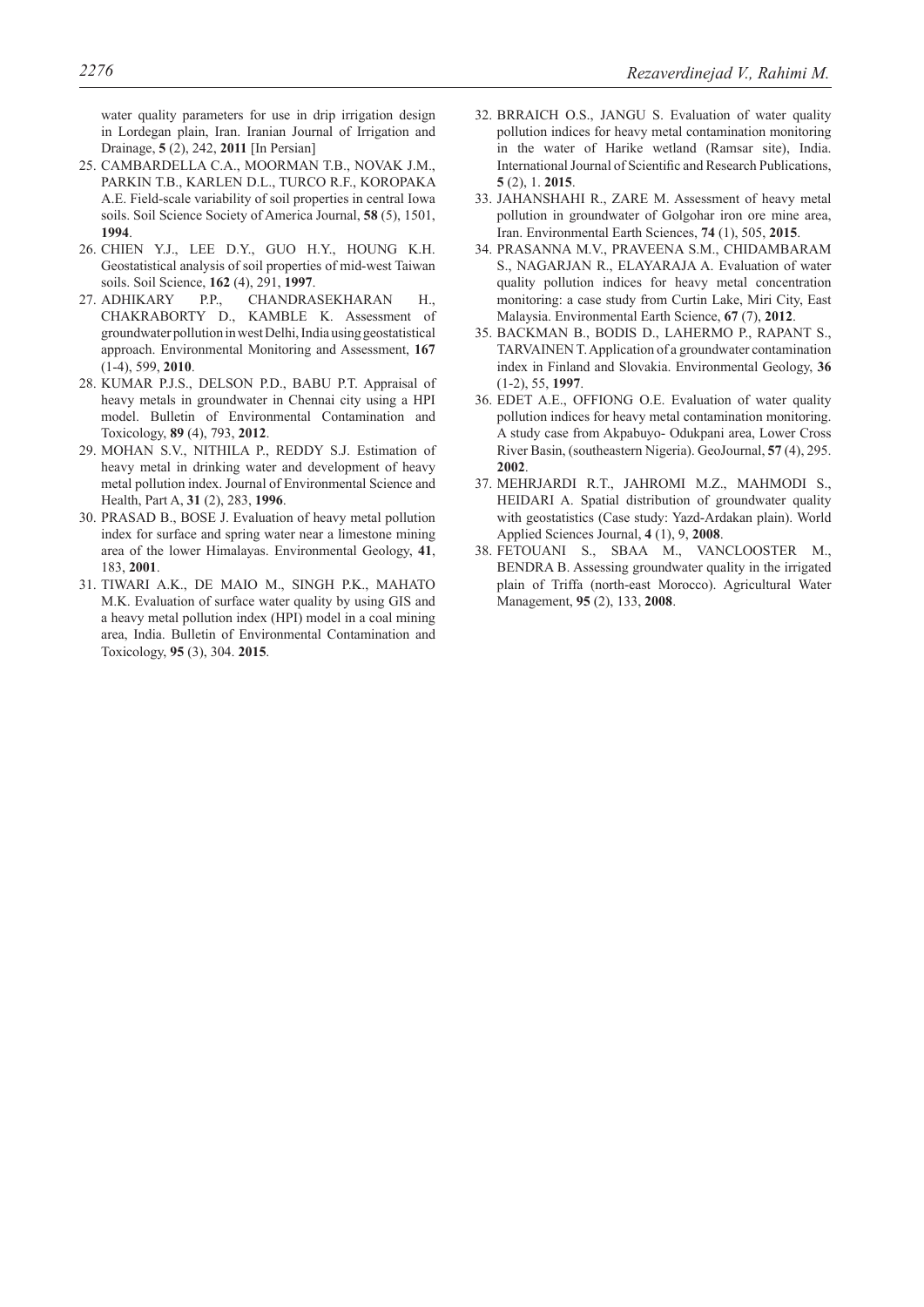water quality parameters for use in drip irrigation design in Lordegan plain, Iran. Iranian Journal of Irrigation and Drainage, **5** (2), 242, **2011** [In Persian]

25. CAMBARDELLA C.A., MOORMAN T.B., NOVAK J.M., PARKIN T.B., KARLEN D.L., TURCO R.F., KOROPAKA A.E. Field-scale variability of soil properties in central Iowa soils. Soil Science Society of America Journal, **58** (5), 1501, **1994**.
26. CHIEN Y.J., LEE D.Y., GUO H.Y., HOUNG K.H. Geostatistical analysis of soil properties of mid-west Taiwan soils. Soil Science, **162** (4), 291, **1997**.
27. ADHIKARY P.P., CHANDRASEKHARAN H., CHAKRABORTY D., KAMBLE K. Assessment of groundwater pollution in west Delhi, India using geostatistical approach. Environmental Monitoring and Assessment, **167** (1-4), 599, **2010**.
28. KUMAR P.J.S., DELSON P.D., BABU P.T. Appraisal of heavy metals in groundwater in Chennai city using a HPI model. Bulletin of Environmental Contamination and Toxicology, **89** (4), 793, **2012**.
29. MOHAN S.V., NITHILA P., REDDY S.J. Estimation of heavy metal in drinking water and development of heavy metal pollution index. Journal of Environmental Science and Health, Part A, **31** (2), 283, **1996**.
30. PRASAD B., BOSE J. Evaluation of heavy metal pollution index for surface and spring water near a limestone mining area of the lower Himalayas. Environmental Geology, **41**, 183, **2001**.
31. TIWARI A.K., DE MAIO M., SINGH P.K., MAHATO M.K. Evaluation of surface water quality by using GIS and a heavy metal pollution index (HPI) model in a coal mining area, India. Bulletin of Environmental Contamination and Toxicology, **95** (3), 304. **2015**.
32. BRRAICH O.S., JANGU S. Evaluation of water quality pollution indices for heavy metal contamination monitoring in the water of Harike wetland (Ramsar site), India. International Journal of Scientific and Research Publications, **5** (2), 1. **2015**.
33. JAHANSHAHI R., ZARE M. Assessment of heavy metal pollution in groundwater of Golgohar iron ore mine area, Iran. Environmental Earth Sciences, **74** (1), 505, **2015**.
34. PRASANNA M.V., PRAVEENA S.M., CHIDAMBARAM S., NAGARJAN R., ELAYARAJA A. Evaluation of water quality pollution indices for heavy metal concentration monitoring: a case study from Curtin Lake, Miri City, East Malaysia. Environmental Earth Science, **67** (7), **2012**.
35. BACKMAN B., BODIS D., LAHERMO P., RAPANT S., TARVAINEN T. Application of a groundwater contamination index in Finland and Slovakia. Environmental Geology, **36** (1-2), 55, **1997**.
36. EDET A.E., OFFIONG O.E. Evaluation of water quality pollution indices for heavy metal contamination monitoring. A study case from Akpabuyo- Odukpani area, Lower Cross River Basin, (southeastern Nigeria). GeoJournal, **57** (4), 295. **2002**.
37. MEHRJARDI R.T., JAHROMI M.Z., MAHMODI S., HEIDARI A. Spatial distribution of groundwater quality with geostatistics (Case study: Yazd-Ardakan plain). World Applied Sciences Journal, **4** (1), 9, **2008**.
38. FETOUANI S., SBAA M., VANCLOOSTER M., BENDRA B. Assessing groundwater quality in the irrigated plain of Triffa (north-east Morocco). Agricultural Water Management, **95** (2), 133, **2008**.